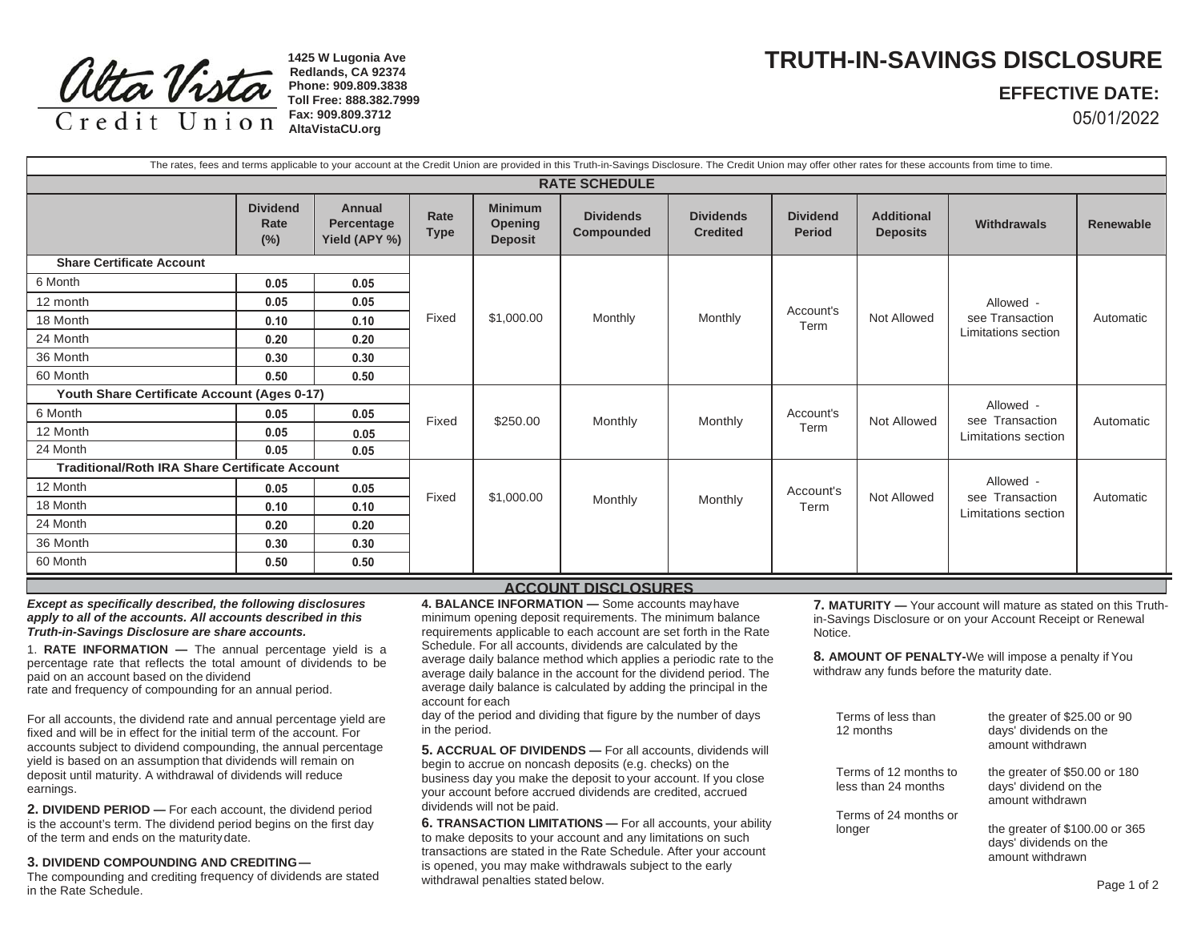Alta Vista Credit Union

1425 W Lugonia Ave
Redlands, CA 92374
Phone: 909.809.3838
Toll Free: 888.382.7999
Fax: 909.809.3712
AltaVistaCU.org

# TRUTH-IN-SAVINGS DISCLOSURE

**EFFECTIVE DATE:**
05/01/2022

The rates, fees and terms applicable to your account at the Credit Union are provided in this Truth-in-Savings Disclosure. The Credit Union may offer other rates for these accounts from time to time.

## RATE SCHEDULE

| | Dividend Rate (%) | Annual Percentage Yield (APY %) | Rate Type | Minimum Opening Deposit | Dividends Compounded | Dividends Credited | Dividend Period | Additional Deposits | Withdrawals | Renewable |
|---|---|---|---|---|---|---|---|---|---|---|
| **Share Certificate Account** | | | Fixed | $1,000.00 | Monthly | Monthly | Account's Term | Not Allowed | Allowed - see Transaction Limitations section | Automatic |
| 6 Month | 0.05 | 0.05 | | | | | | | | |
| 12 month | 0.05 | 0.05 | | | | | | | | |
| 18 Month | 0.10 | 0.10 | | | | | | | | |
| 24 Month | 0.20 | 0.20 | | | | | | | | |
| 36 Month | 0.30 | 0.30 | | | | | | | | |
| 60 Month | 0.50 | 0.50 | | | | | | | | |
| **Youth Share Certificate Account (Ages 0-17)** | | | Fixed | $250.00 | Monthly | Monthly | Account's Term | Not Allowed | Allowed - see Transaction Limitations section | Automatic |
| 6 Month | 0.05 | 0.05 | | | | | | | | |
| 12 Month | 0.05 | 0.05 | | | | | | | | |
| 24 Month | 0.05 | 0.05 | | | | | | | | |
| **Traditional/Roth IRA Share Certificate Account** | | | Fixed | $1,000.00 | Monthly | Monthly | Account's Term | Not Allowed | Allowed - see Transaction Limitations section | Automatic |
| 12 Month | 0.05 | 0.05 | | | | | | | | |
| 18 Month | 0.10 | 0.10 | | | | | | | | |
| 24 Month | 0.20 | 0.20 | | | | | | | | |
| 36 Month | 0.30 | 0.30 | | | | | | | | |
| 60 Month | 0.50 | 0.50 | | | | | | | | |

## ACCOUNT DISCLOSURES

***Except as specifically described, the following disclosures apply to all of the accounts. All accounts described in this Truth-in-Savings Disclosure are share accounts.***

1. **RATE INFORMATION —** The annual percentage yield is a percentage rate that reflects the total amount of dividends to be paid on an account based on the dividend rate and frequency of compounding for an annual period.

For all accounts, the dividend rate and annual percentage yield are fixed and will be in effect for the initial term of the account. For accounts subject to dividend compounding, the annual percentage yield is based on an assumption that dividends will remain on deposit until maturity. A withdrawal of dividends will reduce earnings.

**2. DIVIDEND PERIOD —** For each account, the dividend period is the account's term. The dividend period begins on the first day of the term and ends on the maturity date.

**3. DIVIDEND COMPOUNDING AND CREDITING —**
The compounding and crediting frequency of dividends are stated in the Rate Schedule.

**4. BALANCE INFORMATION —** Some accounts may have minimum opening deposit requirements. The minimum balance requirements applicable to each account are set forth in the Rate Schedule. For all accounts, dividends are calculated by the average daily balance method which applies a periodic rate to the average daily balance in the account for the dividend period. The average daily balance is calculated by adding the principal in the account for each day of the period and dividing that figure by the number of days in the period.

**5. ACCRUAL OF DIVIDENDS —** For all accounts, dividends will begin to accrue on noncash deposits (e.g. checks) on the business day you make the deposit to your account. If you close your account before accrued dividends are credited, accrued dividends will not be paid.

**6. TRANSACTION LIMITATIONS —** For all accounts, your ability to make deposits to your account and any limitations on such transactions are stated in the Rate Schedule. After your account is opened, you may make withdrawals subject to the early withdrawal penalties stated below.

**7. MATURITY —** Your account will mature as stated on this Truth-in-Savings Disclosure or on your Account Receipt or Renewal Notice.

**8. AMOUNT OF PENALTY-**We will impose a penalty if You withdraw any funds before the maturity date.

| | |
|---|---|
| Terms of less than 12 months | the greater of $25.00 or 90 days' dividends on the amount withdrawn |
| Terms of 12 months to less than 24 months | the greater of $50.00 or 180 days' dividend on the amount withdrawn |
| Terms of 24 months or longer | the greater of $100.00 or 365 days' dividends on the amount withdrawn |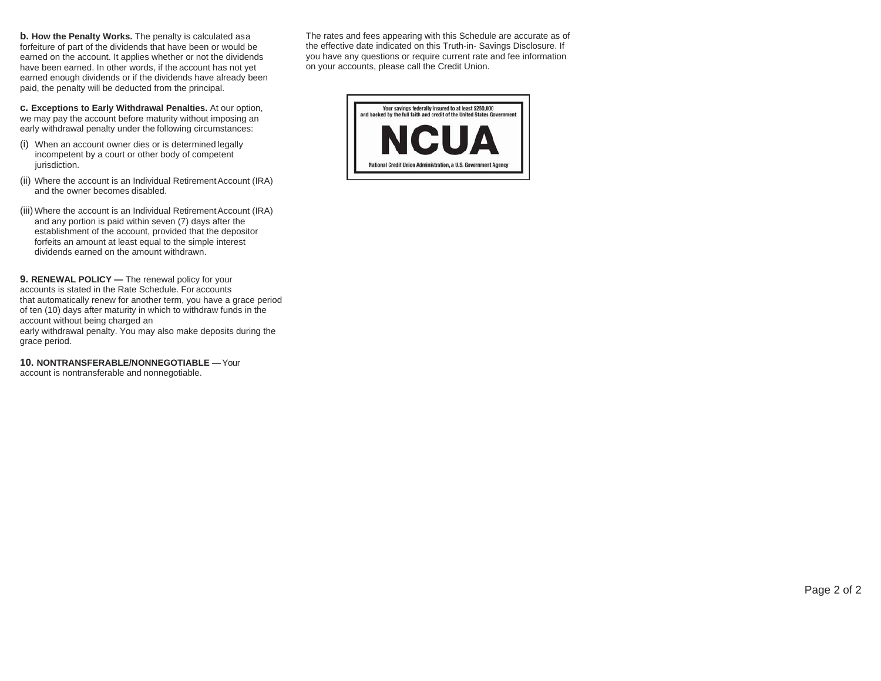**b. How the Penalty Works.** The penalty is calculated as a forfeiture of part of the dividends that have been or would be earned on the account. It applies whether or not the dividends have been earned. In other words, if the account has not yet earned enough dividends or if the dividends have already been paid, the penalty will be deducted from the principal.

**c. Exceptions to Early Withdrawal Penalties.** At our option, we may pay the account before maturity without imposing an early withdrawal penalty under the following circumstances:

(i) When an account owner dies or is determined legally incompetent by a court or other body of competent jurisdiction.

(ii) Where the account is an Individual Retirement Account (IRA) and the owner becomes disabled.

(iii) Where the account is an Individual Retirement Account (IRA) and any portion is paid within seven (7) days after the establishment of the account, provided that the depositor forfeits an amount at least equal to the simple interest dividends earned on the amount withdrawn.

**9. RENEWAL POLICY —** The renewal policy for your accounts is stated in the Rate Schedule. For accounts that automatically renew for another term, you have a grace period of ten (10) days after maturity in which to withdraw funds in the account without being charged an early withdrawal penalty. You may also make deposits during the grace period.

**10. NONTRANSFERABLE/NONNEGOTIABLE —** Your account is nontransferable and nonnegotiable.

The rates and fees appearing with this Schedule are accurate as of the effective date indicated on this Truth-in- Savings Disclosure. If you have any questions or require current rate and fee information on your accounts, please call the Credit Union.

Your savings federally insured to at least $250,000
and backed by the full faith and credit of the United States Government

NCUA

National Credit Union Administration, a U.S. Government Agency